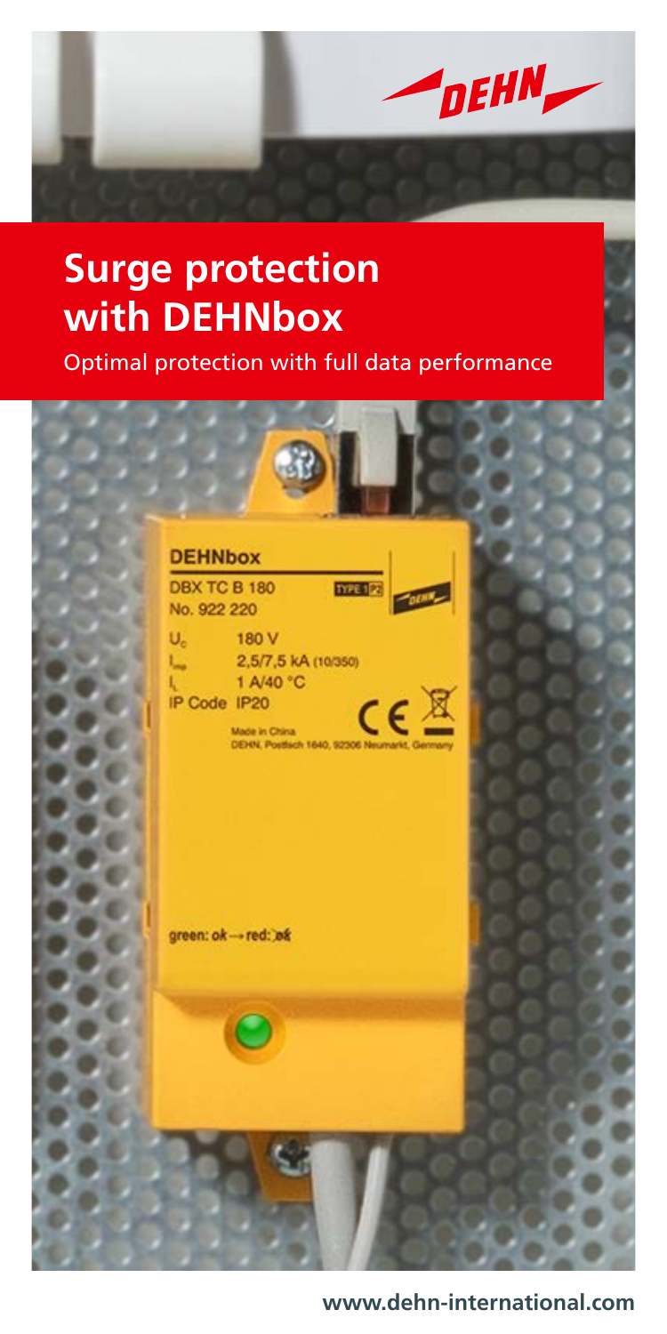# Surge protection with DEHNbox

Optimal protection with full data performance

www.dehn-international.com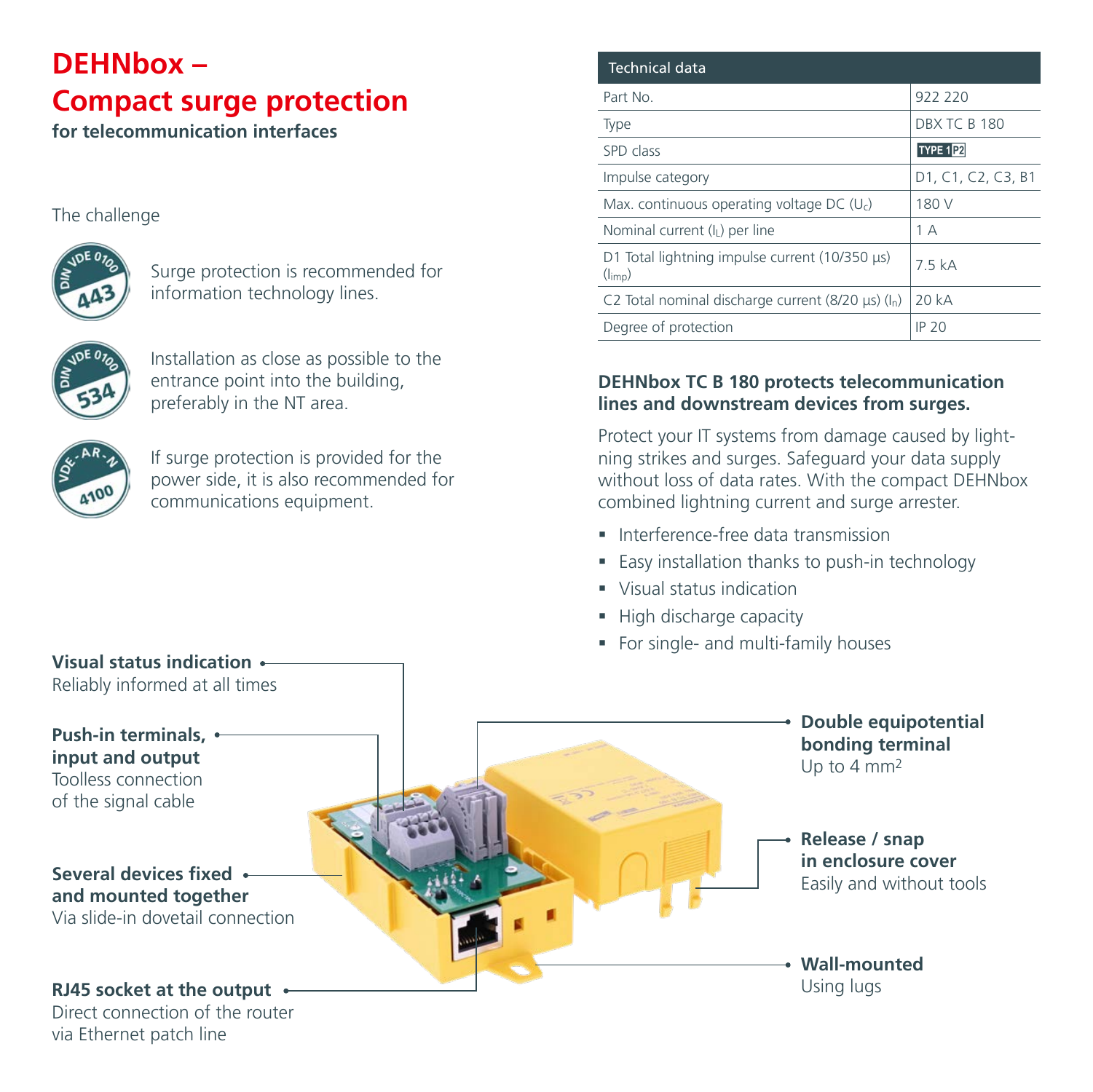# DEHNbox – Compact surge protection

**for telecommunication interfaces**

The challenge

DIN VDE 0100 443 — Surge protection is recommended for information technology lines.

DIN VDE 0100 534 — Installation as close as possible to the entrance point into the building, preferably in the NT area.

VDE-AR-N 4100 — If surge protection is provided for the power side, it is also recommended for communications equipment.

| Technical data | |
|---|---|
| Part No. | 922 220 |
| Type | DBX TC B 180 |
| SPD class | TYPE 1 P2 |
| Impulse category | D1, C1, C2, C3, B1 |
| Max. continuous operating voltage DC ($U_c$) | 180 V |
| Nominal current ($I_L$) per line | 1 A |
| D1 Total lightning impulse current (10/350 µs) ($I_{imp}$) | 7.5 kA |
| C2 Total nominal discharge current (8/20 µs) ($I_n$) | 20 kA |
| Degree of protection | IP 20 |

**DEHNbox TC B 180 protects telecommunication lines and downstream devices from surges.**

Protect your IT systems from damage caused by lightning strikes and surges. Safeguard your data supply without loss of data rates. With the compact DEHNbox combined lightning current and surge arrester.

- Interference-free data transmission
- Easy installation thanks to push-in technology
- Visual status indication
- High discharge capacity
- For single- and multi-family houses

**Visual status indication**
Reliably informed at all times

**Push-in terminals, input and output**
Toolless connection of the signal cable

**Several devices fixed and mounted together**
Via slide-in dovetail connection

**RJ45 socket at the output**
Direct connection of the router via Ethernet patch line

**Double equipotential bonding terminal**
Up to 4 mm²

**Release / snap in enclosure cover**
Easily and without tools

**Wall-mounted**
Using lugs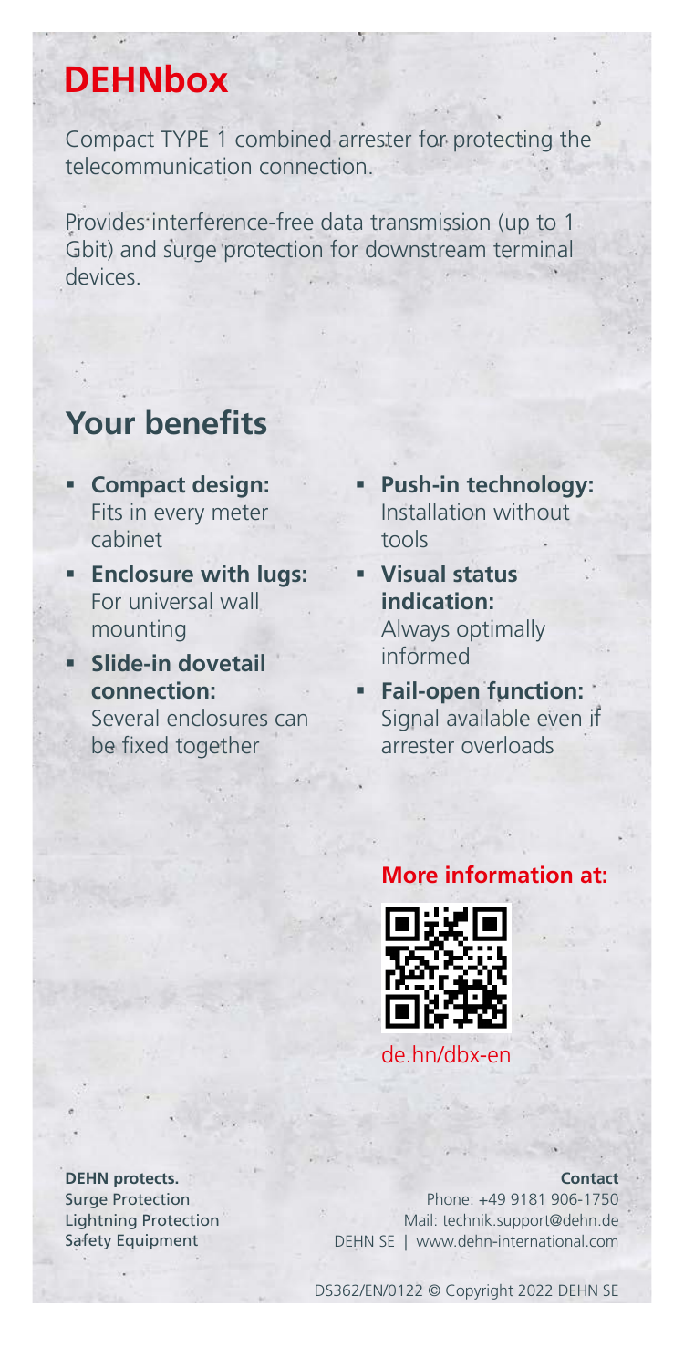# DEHNbox

Compact TYPE 1 combined arrester for protecting the telecommunication connection.

Provides interference-free data transmission (up to 1 Gbit) and surge protection for downstream terminal devices.

## Your benefits

- **Compact design:** Fits in every meter cabinet
- **Enclosure with lugs:** For universal wall mounting
- **Slide-in dovetail connection:** Several enclosures can be fixed together
- **Push-in technology:** Installation without tools
- **Visual status indication:** Always optimally informed
- **Fail-open function:** Signal available even if arrester overloads

**More information at:**

de.hn/dbx-en

**DEHN protects.**
Surge Protection
Lightning Protection
Safety Equipment

**Contact**
Phone: +49 9181 906-1750
Mail: technik.support@dehn.de
DEHN SE | www.dehn-international.com

DS362/EN/0122 © Copyright 2022 DEHN SE